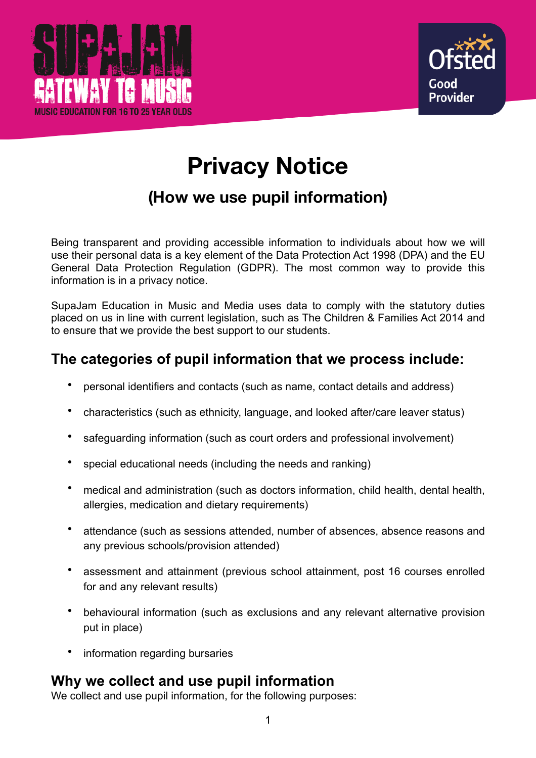# Privacy Notice

## (How we use pupil information)

Being transparent and providing accessible information to individuals about how we will use their personal data is a key element of the Data Protection Act 1998 (DPA) and the EU General Data Protection Regulation (GDPR). The most common way to provide this information is in a privacy notice.

SupaJam Education in Music and Media uses data to comply with the statutory duties placed on us in line with current legislation, such as The Children & Families Act 2014 and to ensure that we provide the best support to our students.

## The categories of pupil information that we process include:

- personal identifiers and contacts (such as name, contact details and address)
- characteristics (such as ethnicity, language, and looked after/care leaver status)
- safeguarding information (such as court orders and professional involvement)
- special educational needs (including the needs and ranking)
- medical and administration (such as doctors information, child health, dental health, allergies, medication and dietary requirements)
- attendance (such as sessions attended, number of absences, absence reasons and any previous schools/provision attended)
- assessment and attainment (previous school attainment, post 16 courses enrolled for and any relevant results)
- behavioural information (such as exclusions and any relevant alternative provision put in place)
- information regarding bursaries

## Why we collect and use pupil information

We collect and use pupil information, for the following purposes: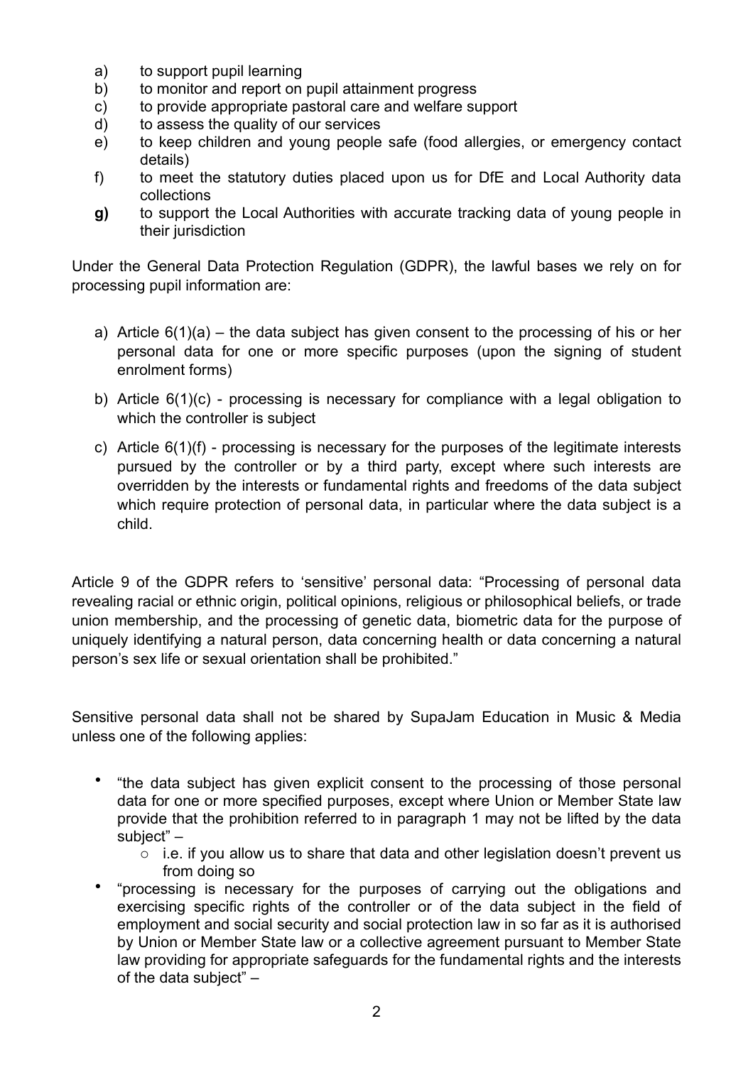a) to support pupil learning
b) to monitor and report on pupil attainment progress
c) to provide appropriate pastoral care and welfare support
d) to assess the quality of our services
e) to keep children and young people safe (food allergies, or emergency contact details)
f) to meet the statutory duties placed upon us for DfE and Local Authority data collections
**g)** to support the Local Authorities with accurate tracking data of young people in their jurisdiction

Under the General Data Protection Regulation (GDPR), the lawful bases we rely on for processing pupil information are:

a) Article 6(1)(a) – the data subject has given consent to the processing of his or her personal data for one or more specific purposes (upon the signing of student enrolment forms)

b) Article 6(1)(c) - processing is necessary for compliance with a legal obligation to which the controller is subject

c) Article 6(1)(f) - processing is necessary for the purposes of the legitimate interests pursued by the controller or by a third party, except where such interests are overridden by the interests or fundamental rights and freedoms of the data subject which require protection of personal data, in particular where the data subject is a child.

Article 9 of the GDPR refers to 'sensitive' personal data: "Processing of personal data revealing racial or ethnic origin, political opinions, religious or philosophical beliefs, or trade union membership, and the processing of genetic data, biometric data for the purpose of uniquely identifying a natural person, data concerning health or data concerning a natural person's sex life or sexual orientation shall be prohibited."

Sensitive personal data shall not be shared by SupaJam Education in Music & Media unless one of the following applies:

- "the data subject has given explicit consent to the processing of those personal data for one or more specified purposes, except where Union or Member State law provide that the prohibition referred to in paragraph 1 may not be lifted by the data subject" –
    - i.e. if you allow us to share that data and other legislation doesn't prevent us from doing so
- "processing is necessary for the purposes of carrying out the obligations and exercising specific rights of the controller or of the data subject in the field of employment and social security and social protection law in so far as it is authorised by Union or Member State law or a collective agreement pursuant to Member State law providing for appropriate safeguards for the fundamental rights and the interests of the data subject" –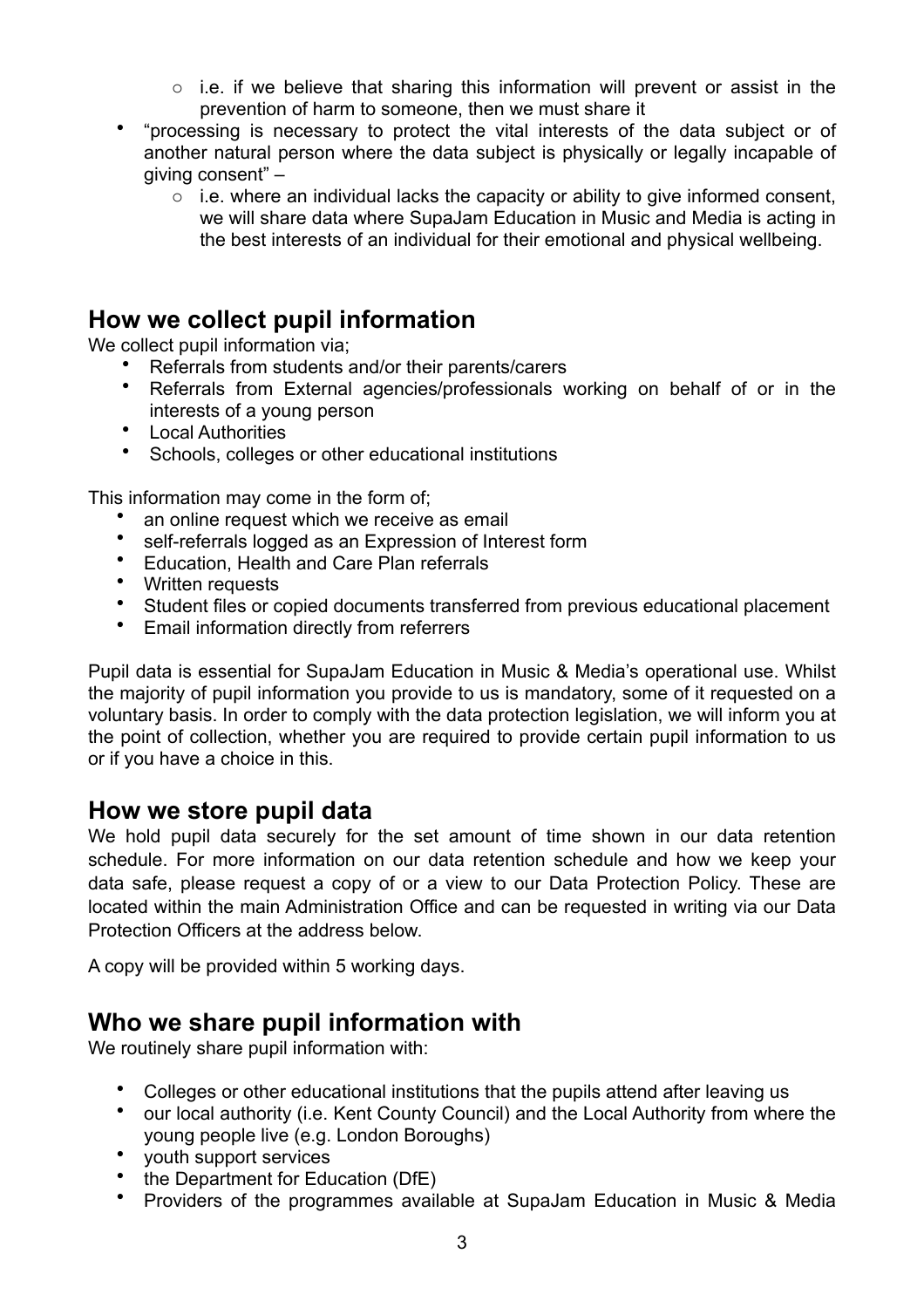- i.e. if we believe that sharing this information will prevent or assist in the prevention of harm to someone, then we must share it
- "processing is necessary to protect the vital interests of the data subject or of another natural person where the data subject is physically or legally incapable of giving consent" –
    - i.e. where an individual lacks the capacity or ability to give informed consent, we will share data where SupaJam Education in Music and Media is acting in the best interests of an individual for their emotional and physical wellbeing.

## How we collect pupil information

We collect pupil information via;

- Referrals from students and/or their parents/carers
- Referrals from External agencies/professionals working on behalf of or in the interests of a young person
- Local Authorities
- Schools, colleges or other educational institutions

This information may come in the form of;

- an online request which we receive as email
- self-referrals logged as an Expression of Interest form
- Education, Health and Care Plan referrals
- Written requests
- Student files or copied documents transferred from previous educational placement
- Email information directly from referrers

Pupil data is essential for SupaJam Education in Music & Media's operational use. Whilst the majority of pupil information you provide to us is mandatory, some of it requested on a voluntary basis. In order to comply with the data protection legislation, we will inform you at the point of collection, whether you are required to provide certain pupil information to us or if you have a choice in this.

## How we store pupil data

We hold pupil data securely for the set amount of time shown in our data retention schedule. For more information on our data retention schedule and how we keep your data safe, please request a copy of or a view to our Data Protection Policy. These are located within the main Administration Office and can be requested in writing via our Data Protection Officers at the address below.

A copy will be provided within 5 working days.

## Who we share pupil information with

We routinely share pupil information with:

- Colleges or other educational institutions that the pupils attend after leaving us
- our local authority (i.e. Kent County Council) and the Local Authority from where the young people live (e.g. London Boroughs)
- youth support services
- the Department for Education (DfE)
- Providers of the programmes available at SupaJam Education in Music & Media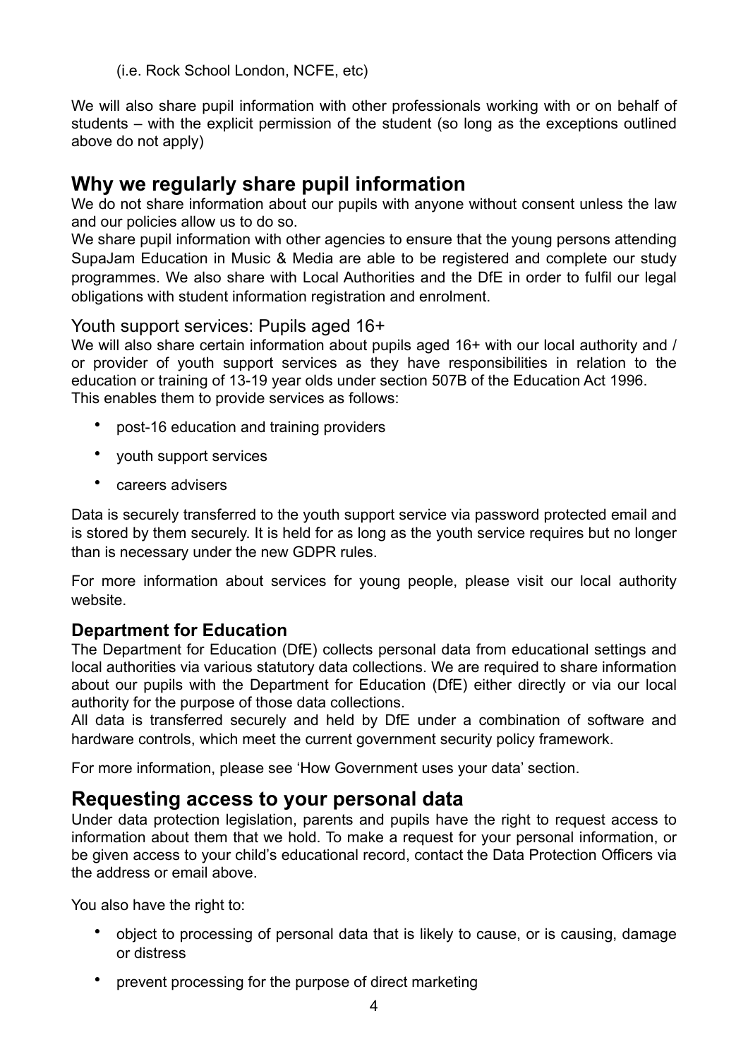(i.e. Rock School London, NCFE, etc)

We will also share pupil information with other professionals working with or on behalf of students – with the explicit permission of the student (so long as the exceptions outlined above do not apply)

## Why we regularly share pupil information

We do not share information about our pupils with anyone without consent unless the law and our policies allow us to do so.

We share pupil information with other agencies to ensure that the young persons attending SupaJam Education in Music & Media are able to be registered and complete our study programmes. We also share with Local Authorities and the DfE in order to fulfil our legal obligations with student information registration and enrolment.

### Youth support services: Pupils aged 16+

We will also share certain information about pupils aged 16+ with our local authority and / or provider of youth support services as they have responsibilities in relation to the education or training of 13-19 year olds under section 507B of the Education Act 1996.

This enables them to provide services as follows:

- post-16 education and training providers
- youth support services
- careers advisers

Data is securely transferred to the youth support service via password protected email and is stored by them securely. It is held for as long as the youth service requires but no longer than is necessary under the new GDPR rules.

For more information about services for young people, please visit our local authority website.

### Department for Education

The Department for Education (DfE) collects personal data from educational settings and local authorities via various statutory data collections. We are required to share information about our pupils with the Department for Education (DfE) either directly or via our local authority for the purpose of those data collections.

All data is transferred securely and held by DfE under a combination of software and hardware controls, which meet the current government security policy framework.

For more information, please see 'How Government uses your data' section.

## Requesting access to your personal data

Under data protection legislation, parents and pupils have the right to request access to information about them that we hold. To make a request for your personal information, or be given access to your child's educational record, contact the Data Protection Officers via the address or email above.

You also have the right to:

- object to processing of personal data that is likely to cause, or is causing, damage or distress
- prevent processing for the purpose of direct marketing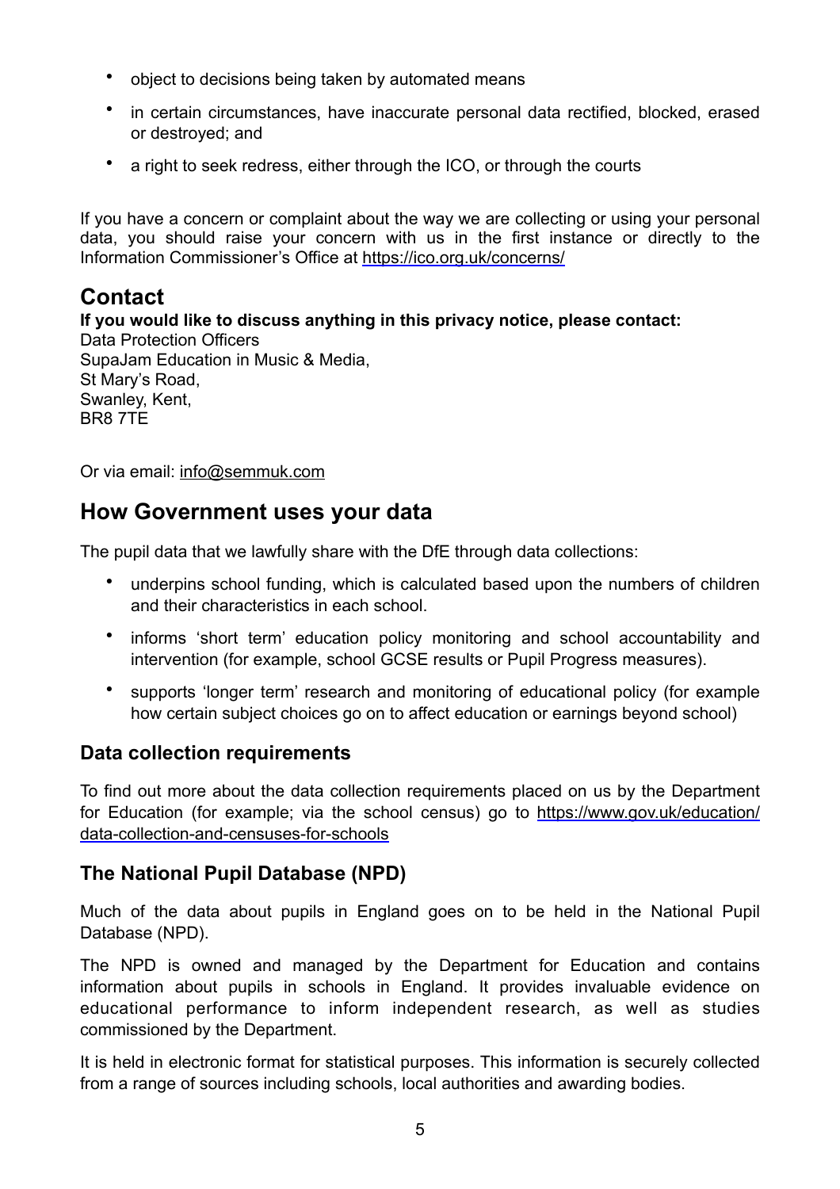- object to decisions being taken by automated means
- in certain circumstances, have inaccurate personal data rectified, blocked, erased or destroyed; and
- a right to seek redress, either through the ICO, or through the courts

If you have a concern or complaint about the way we are collecting or using your personal data, you should raise your concern with us in the first instance or directly to the Information Commissioner's Office at https://ico.org.uk/concerns/

## Contact

**If you would like to discuss anything in this privacy notice, please contact:**
Data Protection Officers
SupaJam Education in Music & Media,
St Mary's Road,
Swanley, Kent,
BR8 7TE

Or via email: info@semmuk.com

## How Government uses your data

The pupil data that we lawfully share with the DfE through data collections:

- underpins school funding, which is calculated based upon the numbers of children and their characteristics in each school.
- informs 'short term' education policy monitoring and school accountability and intervention (for example, school GCSE results or Pupil Progress measures).
- supports 'longer term' research and monitoring of educational policy (for example how certain subject choices go on to affect education or earnings beyond school)

### Data collection requirements

To find out more about the data collection requirements placed on us by the Department for Education (for example; via the school census) go to https://www.gov.uk/education/data-collection-and-censuses-for-schools

### The National Pupil Database (NPD)

Much of the data about pupils in England goes on to be held in the National Pupil Database (NPD).

The NPD is owned and managed by the Department for Education and contains information about pupils in schools in England. It provides invaluable evidence on educational performance to inform independent research, as well as studies commissioned by the Department.

It is held in electronic format for statistical purposes. This information is securely collected from a range of sources including schools, local authorities and awarding bodies.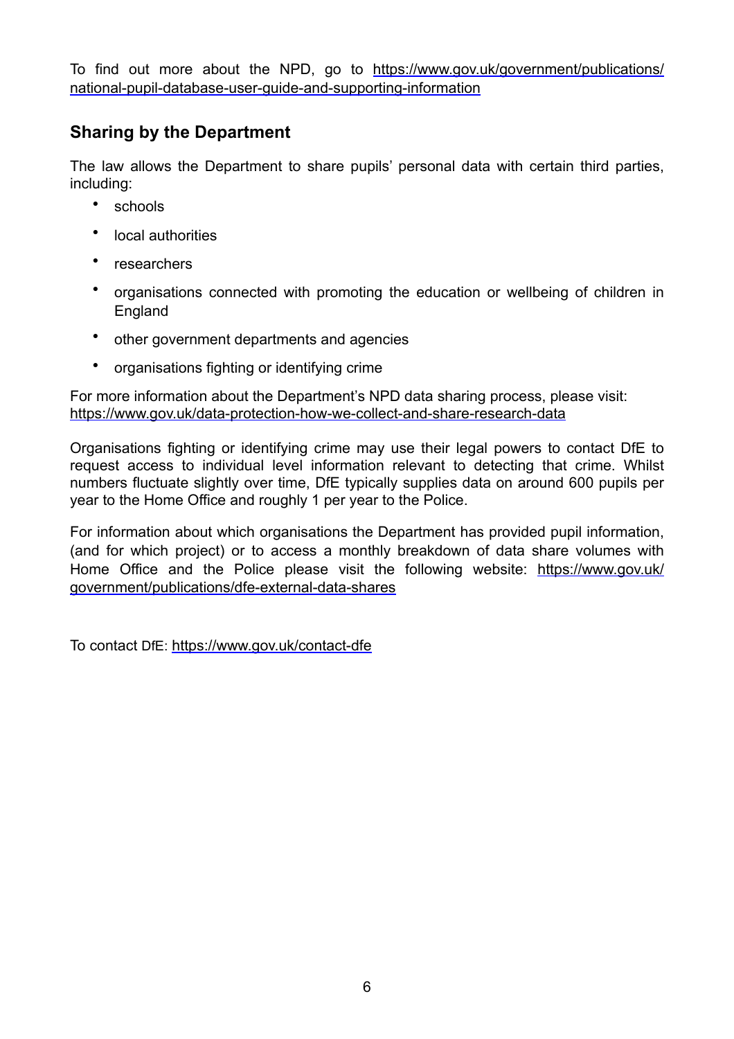To find out more about the NPD, go to https://www.gov.uk/government/publications/national-pupil-database-user-guide-and-supporting-information

## Sharing by the Department

The law allows the Department to share pupils' personal data with certain third parties, including:

- schools
- local authorities
- researchers
- organisations connected with promoting the education or wellbeing of children in England
- other government departments and agencies
- organisations fighting or identifying crime

For more information about the Department's NPD data sharing process, please visit: https://www.gov.uk/data-protection-how-we-collect-and-share-research-data

Organisations fighting or identifying crime may use their legal powers to contact DfE to request access to individual level information relevant to detecting that crime. Whilst numbers fluctuate slightly over time, DfE typically supplies data on around 600 pupils per year to the Home Office and roughly 1 per year to the Police.

For information about which organisations the Department has provided pupil information, (and for which project) or to access a monthly breakdown of data share volumes with Home Office and the Police please visit the following website: https://www.gov.uk/government/publications/dfe-external-data-shares

To contact DfE: https://www.gov.uk/contact-dfe